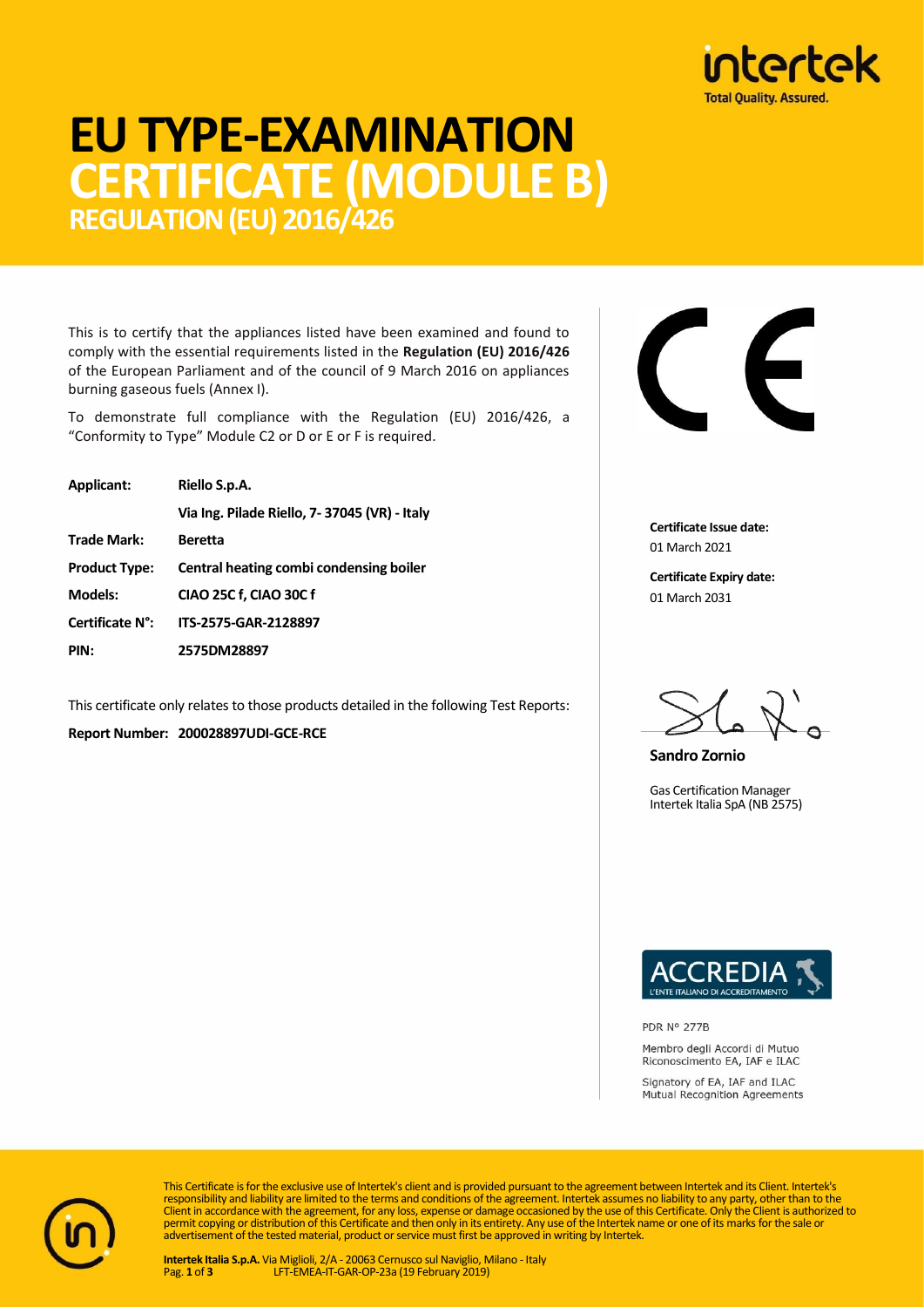# EU TYPE-EXAMINATION CERTIFICATE (MODULE B)

## REGULATION (EU) 2016/426

This is to certify that the appliances listed have been examined and found to comply with the essential requirements listed in the **Regulation (EU) 2016/426** of the European Parliament and of the council of 9 March 2016 on appliances burning gaseous fuels (Annex I).

To demonstrate full compliance with the Regulation (EU) 2016/426, a "Conformity to Type" Module C2 or D or E or F is required.

| | |
|---|---|
| **Applicant:** | **Riello S.p.A.** |
| | **Via Ing. Pilade Riello, 7- 37045 (VR) - Italy** |
| **Trade Mark:** | **Beretta** |
| **Product Type:** | **Central heating combi condensing boiler** |
| **Models:** | **CIAO 25C f, CIAO 30C f** |
| **Certificate N°:** | **ITS-2575-GAR-2128897** |
| **PIN:** | **2575DM28897** |

This certificate only relates to those products detailed in the following Test Reports:

**Report Number: 200028897UDI-GCE-RCE**

CE

**Certificate Issue date:**
01 March 2021

**Certificate Expiry date:**
01 March 2031

**Sandro Zornio**

Gas Certification Manager
Intertek Italia SpA (NB 2575)

ACCREDIA
L'ENTE ITALIANO DI ACCREDITAMENTO

PDR N° 277B

Membro degli Accordi di Mutuo Riconoscimento EA, IAF e ILAC

Signatory of EA, IAF and ILAC Mutual Recognition Agreements

This Certificate is for the exclusive use of Intertek's client and is provided pursuant to the agreement between Intertek and its Client. Intertek's responsibility and liability are limited to the terms and conditions of the agreement. Intertek assumes no liability to any party, other than to the Client in accordance with the agreement, for any loss, expense or damage occasioned by the use of this Certificate. Only the Client is authorized to permit copying or distribution of this Certificate and then only in its entirety. Any use of the Intertek name or one of its marks for the sale or advertisement of the tested material, product or service must first be approved in writing by Intertek.

**Intertek Italia S.p.A.** Via Miglioli, 2/A - 20063 Cernusco sul Naviglio, Milano - Italy
LFT-EMEA-IT-GAR-OP-23a (19 February 2019)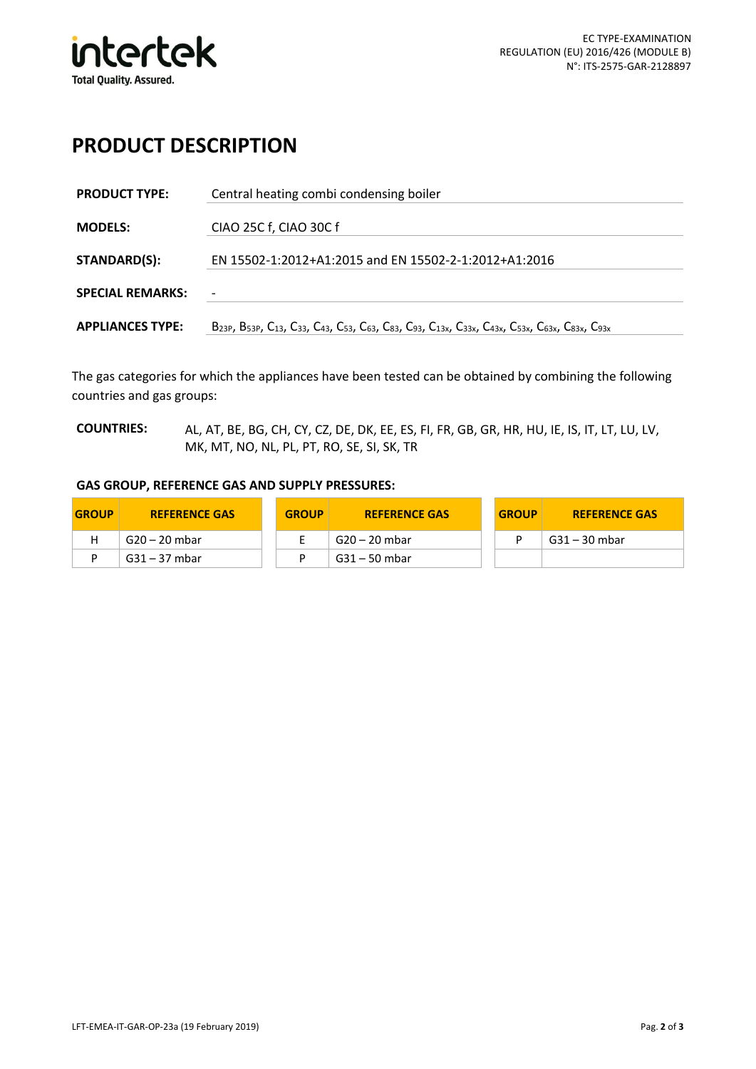# PRODUCT DESCRIPTION

| | |
|---|---|
| **PRODUCT TYPE:** | Central heating combi condensing boiler |
| **MODELS:** | CIAO 25C f, CIAO 30C f |
| **STANDARD(S):** | EN 15502-1:2012+A1:2015 and EN 15502-2-1:2012+A1:2016 |
| **SPECIAL REMARKS:** | - |
| **APPLIANCES TYPE:** | $B_{23P}$, $B_{53P}$, $C_{13}$, $C_{33}$, $C_{43}$, $C_{53}$, $C_{63}$, $C_{83}$, $C_{93}$, $C_{13x}$, $C_{33x}$, $C_{43x}$, $C_{53x}$, $C_{63x}$, $C_{83x}$, $C_{93x}$ |

The gas categories for which the appliances have been tested can be obtained by combining the following countries and gas groups:

**COUNTRIES:** AL, AT, BE, BG, CH, CY, CZ, DE, DK, EE, ES, FI, FR, GB, GR, HR, HU, IE, IS, IT, LT, LU, LV, MK, MT, NO, NL, PL, PT, RO, SE, SI, SK, TR

**GAS GROUP, REFERENCE GAS AND SUPPLY PRESSURES:**

| GROUP | REFERENCE GAS | GROUP | REFERENCE GAS | GROUP | REFERENCE GAS |
|---|---|---|---|---|---|
| H | G20 – 20 mbar | E | G20 – 20 mbar | P | G31 – 30 mbar |
| P | G31 – 37 mbar | P | G31 – 50 mbar | | |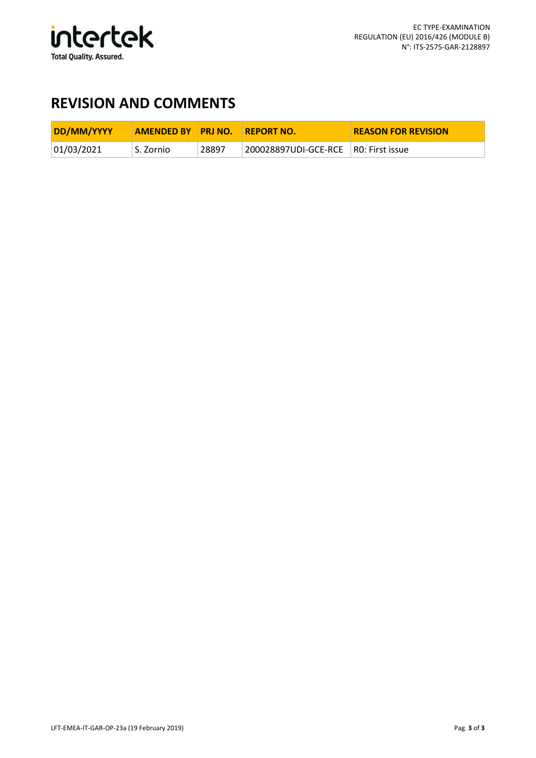## REVISION AND COMMENTS

| DD/MM/YYYY | AMENDED BY | PRJ NO. | REPORT NO. | REASON FOR REVISION |
|---|---|---|---|---|
| 01/03/2021 | S. Zornio | 28897 | 200028897UDI-GCE-RCE | R0: First issue |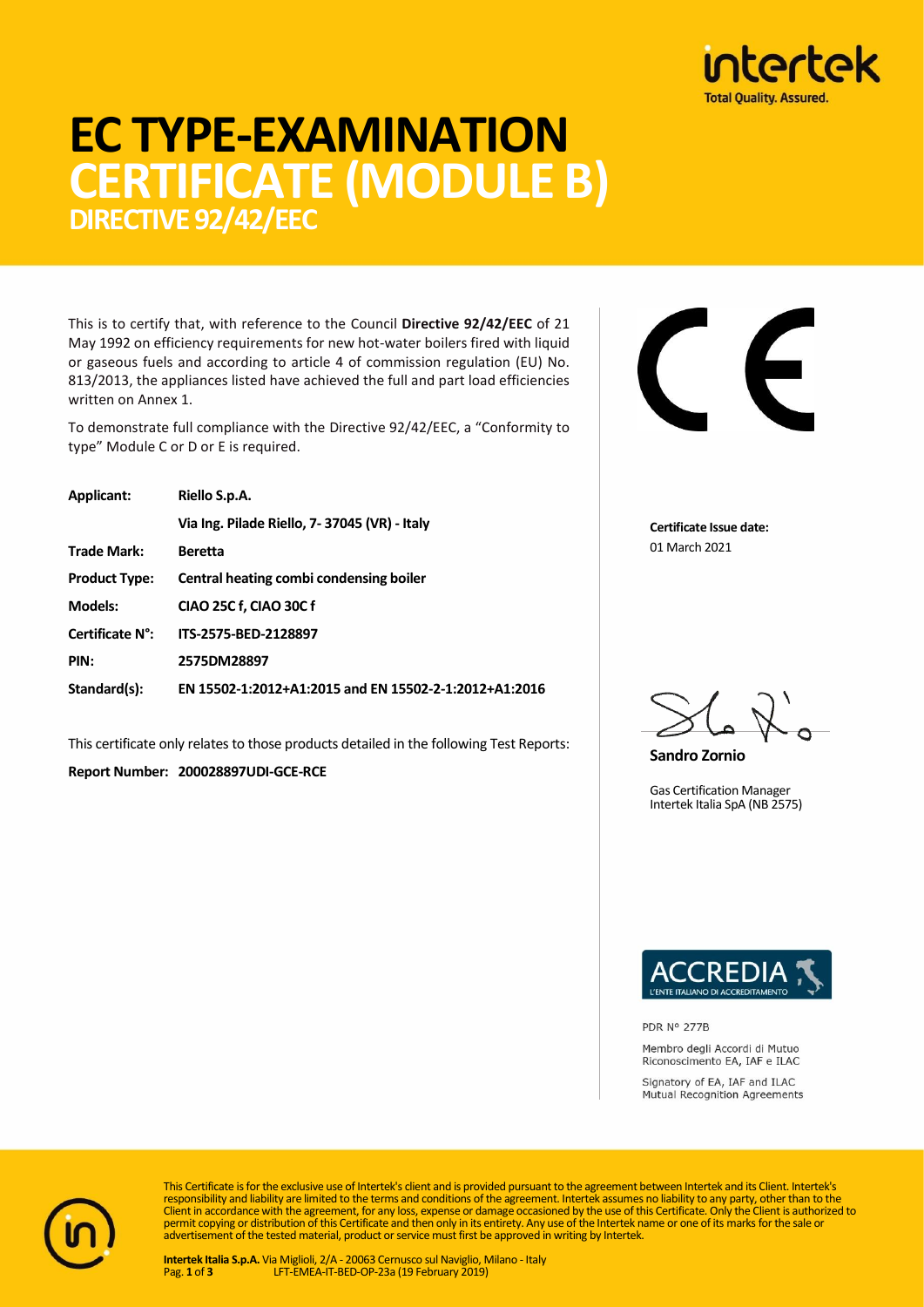# EC TYPE-EXAMINATION CERTIFICATE (MODULE B)

## DIRECTIVE 92/42/EEC

This is to certify that, with reference to the Council **Directive 92/42/EEC** of 21 May 1992 on efficiency requirements for new hot-water boilers fired with liquid or gaseous fuels and according to article 4 of commission regulation (EU) No. 813/2013, the appliances listed have achieved the full and part load efficiencies written on Annex 1.

To demonstrate full compliance with the Directive 92/42/EEC, a "Conformity to type" Module C or D or E is required.

| | |
|---|---|
| **Applicant:** | **Riello S.p.A.** |
| | **Via Ing. Pilade Riello, 7- 37045 (VR) - Italy** |
| **Trade Mark:** | **Beretta** |
| **Product Type:** | **Central heating combi condensing boiler** |
| **Models:** | **CIAO 25C f, CIAO 30C f** |
| **Certificate N°:** | **ITS-2575-BED-2128897** |
| **PIN:** | **2575DM28897** |
| **Standard(s):** | **EN 15502-1:2012+A1:2015 and EN 15502-2-1:2012+A1:2016** |

This certificate only relates to those products detailed in the following Test Reports:

**Report Number: 200028897UDI-GCE-RCE**

CE

**Certificate Issue date:**
01 March 2021

**Sandro Zornio**

Gas Certification Manager
Intertek Italia SpA (NB 2575)

ACCREDIA
L'ENTE ITALIANO DI ACCREDITAMENTO

PDR N° 277B

Membro degli Accordi di Mutuo Riconoscimento EA, IAF e ILAC

Signatory of EA, IAF and ILAC Mutual Recognition Agreements

This Certificate is for the exclusive use of Intertek's client and is provided pursuant to the agreement between Intertek and its Client. Intertek's responsibility and liability are limited to the terms and conditions of the agreement. Intertek assumes no liability to any party, other than to the Client in accordance with the agreement, for any loss, expense or damage occasioned by the use of this Certificate. Only the Client is authorized to permit copying or distribution of this Certificate and then only in its entirety. Any use of the Intertek name or one of its marks for the sale or advertisement of the tested material, product or service must first be approved in writing by Intertek.

**Intertek Italia S.p.A.** Via Miglioli, 2/A - 20063 Cernusco sul Naviglio, Milano - Italy
LFT-EMEA-IT-BED-OP-23a (19 February 2019)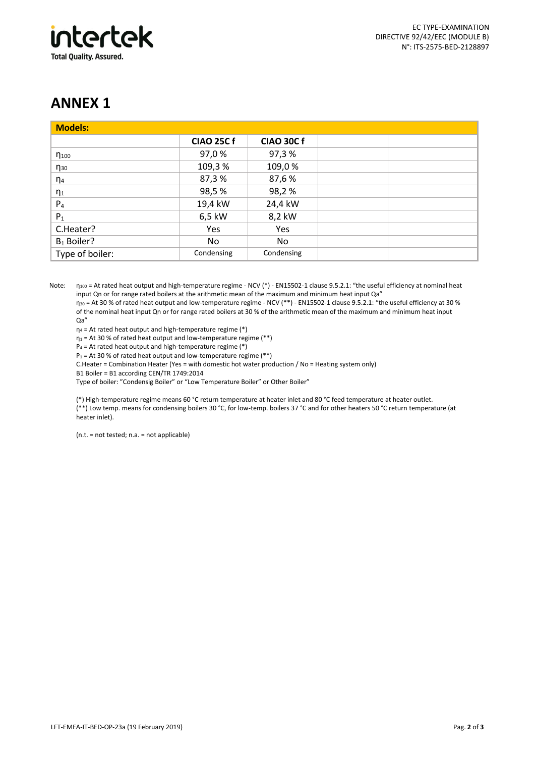# ANNEX 1

| Models: | | | | |
|---|---|---|---|---|
| | **CIAO 25C f** | **CIAO 30C f** | | |
| $\eta_{100}$ | 97,0 % | 97,3 % | | |
| $\eta_{30}$ | 109,3 % | 109,0 % | | |
| $\eta_4$ | 87,3 % | 87,6 % | | |
| $\eta_1$ | 98,5 % | 98,2 % | | |
| $P_4$ | 19,4 kW | 24,4 kW | | |
| $P_1$ | 6,5 kW | 8,2 kW | | |
| C.Heater? | Yes | Yes | | |
| $B_1$ Boiler? | No | No | | |
| Type of boiler: | Condensing | Condensing | | |

Note:

$\eta_{100}$ = At rated heat output and high-temperature regime - NCV (*) - EN15502-1 clause 9.5.2.1: "the useful efficiency at nominal heat input Qn or for range rated boilers at the arithmetic mean of the maximum and minimum heat input Qa"

$\eta_{30}$ = At 30 % of rated heat output and low-temperature regime - NCV (**) - EN15502-1 clause 9.5.2.1: "the useful efficiency at 30 % of the nominal heat input Qn or for range rated boilers at 30 % of the arithmetic mean of the maximum and minimum heat input Qa"

$\eta_4$ = At rated heat output and high-temperature regime (*)

$\eta_1$ = At 30 % of rated heat output and low-temperature regime (**)

$P_4$ = At rated heat output and high-temperature regime (*)

$P_1$ = At 30 % of rated heat output and low-temperature regime (**)

C.Heater = Combination Heater (Yes = with domestic hot water production / No = Heating system only)

B1 Boiler = B1 according CEN/TR 1749:2014

Type of boiler: "Condensig Boiler" or "Low Temperature Boiler" or Other Boiler"

(*) High-temperature regime means 60 °C return temperature at heater inlet and 80 °C feed temperature at heater outlet.

(**) Low temp. means for condensing boilers 30 °C, for low-temp. boilers 37 °C and for other heaters 50 °C return temperature (at heater inlet).

(n.t. = not tested; n.a. = not applicable)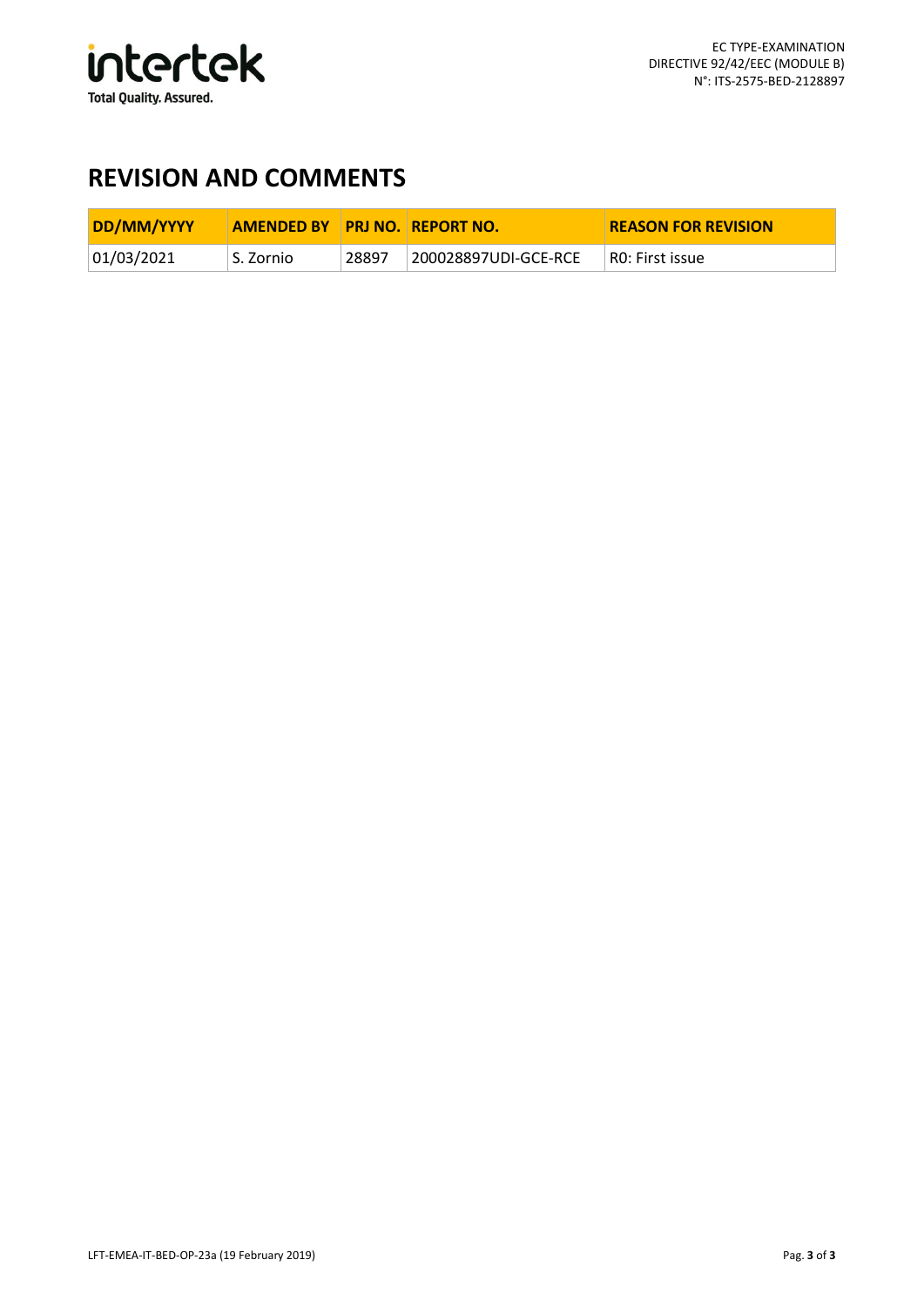# REVISION AND COMMENTS

| DD/MM/YYYY | AMENDED BY | PRJ NO. | REPORT NO. | REASON FOR REVISION |
|---|---|---|---|---|
| 01/03/2021 | S. Zornio | 28897 | 200028897UDI-GCE-RCE | R0: First issue |